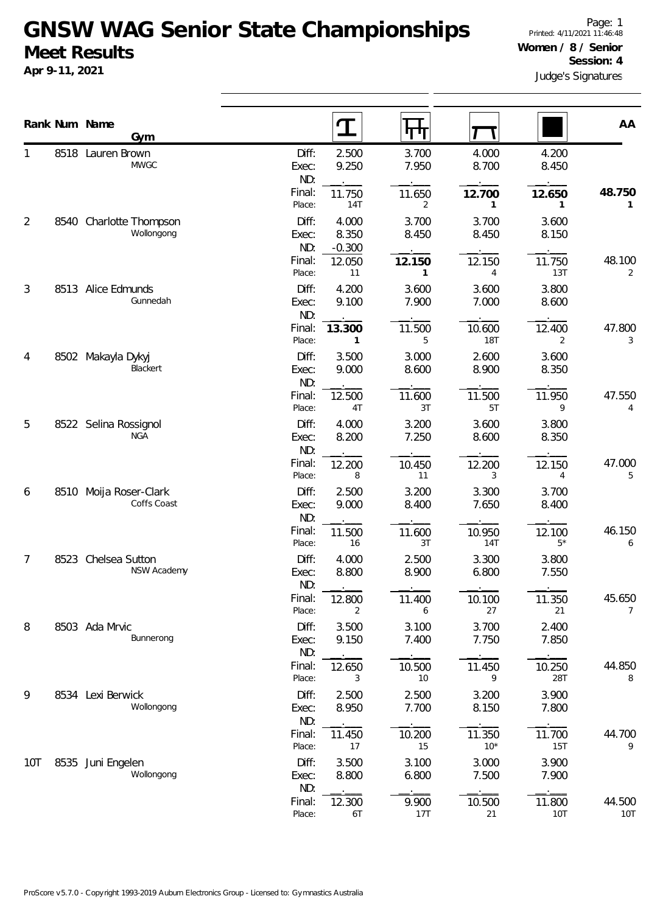# GNSW WAG Senior State Championships

## Meet Results

**Apr 9-11, 2021**

Page: 1
Printed: 4/11/2021 11:46:48
**Women / 8 / Senior**
**Session: 4**
Judge's Signatures

| Rank | Num | Name / Gym | | Vault | Bars | Beam | Floor | AA |
|---|---|---|---|---|---|---|---|---|
| 1 | 8518 | Lauren Brown<br>MWGC | Diff: | 2.500 | 3.700 | 4.000 | 4.200 | |
| | | | Exec: | 9.250 | 7.950 | 8.700 | 8.450 | |
| | | | ND: | . | . | . | . | |
| | | | Final: | 11.750 | 11.650 | **12.700** | **12.650** | **48.750** |
| | | | Place: | 14T | 2 | **1** | **1** | **1** |
| 2 | 8540 | Charlotte Thompson<br>Wollongong | Diff: | 4.000 | 3.700 | 3.700 | 3.600 | |
| | | | Exec: | 8.350 | 8.450 | 8.450 | 8.150 | |
| | | | ND: | -0.300 | . | . | . | |
| | | | Final: | 12.050 | **12.150** | 12.150 | 11.750 | 48.100 |
| | | | Place: | 11 | **1** | 4 | 13T | 2 |
| 3 | 8513 | Alice Edmunds<br>Gunnedah | Diff: | 4.200 | 3.600 | 3.600 | 3.800 | |
| | | | Exec: | 9.100 | 7.900 | 7.000 | 8.600 | |
| | | | ND: | . | . | . | . | |
| | | | Final: | **13.300** | 11.500 | 10.600 | 12.400 | 47.800 |
| | | | Place: | **1** | 5 | 18T | 2 | 3 |
| 4 | 8502 | Makayla Dykyj<br>Blackert | Diff: | 3.500 | 3.000 | 2.600 | 3.600 | |
| | | | Exec: | 9.000 | 8.600 | 8.900 | 8.350 | |
| | | | ND: | . | . | . | . | |
| | | | Final: | 12.500 | 11.600 | 11.500 | 11.950 | 47.550 |
| | | | Place: | 4T | 3T | 5T | 9 | 4 |
| 5 | 8522 | Selina Rossignol<br>NGA | Diff: | 4.000 | 3.200 | 3.600 | 3.800 | |
| | | | Exec: | 8.200 | 7.250 | 8.600 | 8.350 | |
| | | | ND: | . | . | . | . | |
| | | | Final: | 12.200 | 10.450 | 12.200 | 12.150 | 47.000 |
| | | | Place: | 8 | 11 | 3 | 4 | 5 |
| 6 | 8510 | Moija Roser-Clark<br>Coffs Coast | Diff: | 2.500 | 3.200 | 3.300 | 3.700 | |
| | | | Exec: | 9.000 | 8.400 | 7.650 | 8.400 | |
| | | | ND: | . | . | . | . | |
| | | | Final: | 11.500 | 11.600 | 10.950 | 12.100 | 46.150 |
| | | | Place: | 16 | 3T | 14T | 5* | 6 |
| 7 | 8523 | Chelsea Sutton<br>NSW Academy | Diff: | 4.000 | 2.500 | 3.300 | 3.800 | |
| | | | Exec: | 8.800 | 8.900 | 6.800 | 7.550 | |
| | | | ND: | . | . | . | . | |
| | | | Final: | 12.800 | 11.400 | 10.100 | 11.350 | 45.650 |
| | | | Place: | 2 | 6 | 27 | 21 | 7 |
| 8 | 8503 | Ada Mrvic<br>Bunnerong | Diff: | 3.500 | 3.100 | 3.700 | 2.400 | |
| | | | Exec: | 9.150 | 7.400 | 7.750 | 7.850 | |
| | | | ND: | . | . | . | . | |
| | | | Final: | 12.650 | 10.500 | 11.450 | 10.250 | 44.850 |
| | | | Place: | 3 | 10 | 9 | 28T | 8 |
| 9 | 8534 | Lexi Berwick<br>Wollongong | Diff: | 2.500 | 2.500 | 3.200 | 3.900 | |
| | | | Exec: | 8.950 | 7.700 | 8.150 | 7.800 | |
| | | | ND: | . | . | . | . | |
| | | | Final: | 11.450 | 10.200 | 11.350 | 11.700 | 44.700 |
| | | | Place: | 17 | 15 | 10* | 15T | 9 |
| 10T | 8535 | Juni Engelen<br>Wollongong | Diff: | 3.500 | 3.100 | 3.000 | 3.900 | |
| | | | Exec: | 8.800 | 6.800 | 7.500 | 7.900 | |
| | | | ND: | . | . | . | . | |
| | | | Final: | 12.300 | 9.900 | 10.500 | 11.800 | 44.500 |
| | | | Place: | 6T | 17T | 21 | 10T | 10T |

ProScore v5.7.0 - Copyright 1993-2019 Auburn Electronics Group - Licensed to: Gymnastics Australia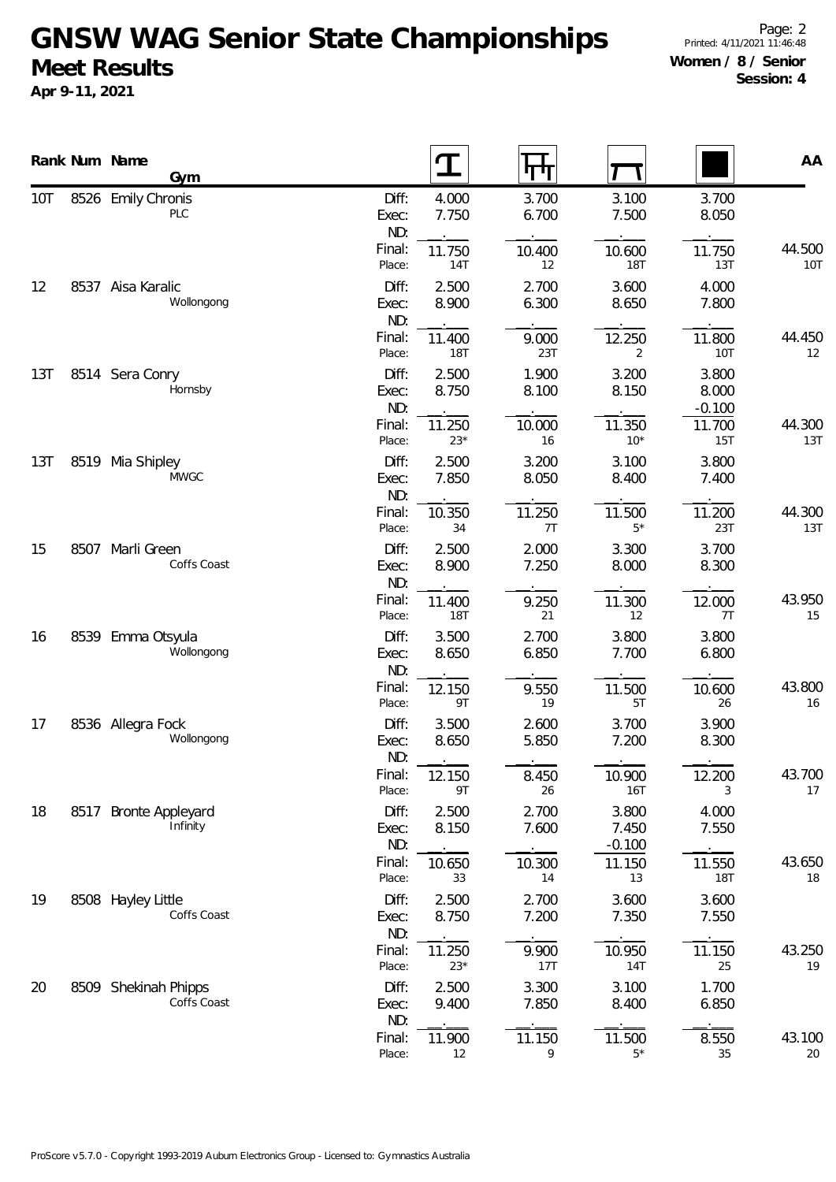# GNSW WAG Senior State Championships

## Meet Results

**Apr 9-11, 2021**

**Women / 8 / Senior**
**Session: 4**

| Rank | Num | Name / Gym | | Vault | Bars | Beam | Floor | AA |
|---|---|---|---|---|---|---|---|---|
| 10T | 8526 | Emily Chronis / PLC | Diff: | 4.000 | 3.700 | 3.100 | 3.700 | |
| | | | Exec: | 7.750 | 6.700 | 7.500 | 8.050 | |
| | | | ND: | | | | | |
| | | | Final: | 11.750 | 10.400 | 10.600 | 11.750 | 44.500 |
| | | | Place: | 14T | 12 | 18T | 13T | 10T |
| 12 | 8537 | Aisa Karalic / Wollongong | Diff: | 2.500 | 2.700 | 3.600 | 4.000 | |
| | | | Exec: | 8.900 | 6.300 | 8.650 | 7.800 | |
| | | | ND: | | | | | |
| | | | Final: | 11.400 | 9.000 | 12.250 | 11.800 | 44.450 |
| | | | Place: | 18T | 23T | 2 | 10T | 12 |
| 13T | 8514 | Sera Conry / Hornsby | Diff: | 2.500 | 1.900 | 3.200 | 3.800 | |
| | | | Exec: | 8.750 | 8.100 | 8.150 | 8.000 | |
| | | | ND: | | | | -0.100 | |
| | | | Final: | 11.250 | 10.000 | 11.350 | 11.700 | 44.300 |
| | | | Place: | 23* | 16 | 10* | 15T | 13T |
| 13T | 8519 | Mia Shipley / MWGC | Diff: | 2.500 | 3.200 | 3.100 | 3.800 | |
| | | | Exec: | 7.850 | 8.050 | 8.400 | 7.400 | |
| | | | ND: | | | | | |
| | | | Final: | 10.350 | 11.250 | 11.500 | 11.200 | 44.300 |
| | | | Place: | 34 | 7T | 5* | 23T | 13T |
| 15 | 8507 | Marli Green / Coffs Coast | Diff: | 2.500 | 2.000 | 3.300 | 3.700 | |
| | | | Exec: | 8.900 | 7.250 | 8.000 | 8.300 | |
| | | | ND: | | | | | |
| | | | Final: | 11.400 | 9.250 | 11.300 | 12.000 | 43.950 |
| | | | Place: | 18T | 21 | 12 | 7T | 15 |
| 16 | 8539 | Emma Otsyula / Wollongong | Diff: | 3.500 | 2.700 | 3.800 | 3.800 | |
| | | | Exec: | 8.650 | 6.850 | 7.700 | 6.800 | |
| | | | ND: | | | | | |
| | | | Final: | 12.150 | 9.550 | 11.500 | 10.600 | 43.800 |
| | | | Place: | 9T | 19 | 5T | 26 | 16 |
| 17 | 8536 | Allegra Fock / Wollongong | Diff: | 3.500 | 2.600 | 3.700 | 3.900 | |
| | | | Exec: | 8.650 | 5.850 | 7.200 | 8.300 | |
| | | | ND: | | | | | |
| | | | Final: | 12.150 | 8.450 | 10.900 | 12.200 | 43.700 |
| | | | Place: | 9T | 26 | 16T | 3 | 17 |
| 18 | 8517 | Bronte Appleyard / Infinity | Diff: | 2.500 | 2.700 | 3.800 | 4.000 | |
| | | | Exec: | 8.150 | 7.600 | 7.450 | 7.550 | |
| | | | ND: | | | -0.100 | | |
| | | | Final: | 10.650 | 10.300 | 11.150 | 11.550 | 43.650 |
| | | | Place: | 33 | 14 | 13 | 18T | 18 |
| 19 | 8508 | Hayley Little / Coffs Coast | Diff: | 2.500 | 2.700 | 3.600 | 3.600 | |
| | | | Exec: | 8.750 | 7.200 | 7.350 | 7.550 | |
| | | | ND: | | | | | |
| | | | Final: | 11.250 | 9.900 | 10.950 | 11.150 | 43.250 |
| | | | Place: | 23* | 17T | 14T | 25 | 19 |
| 20 | 8509 | Shekinah Phipps / Coffs Coast | Diff: | 2.500 | 3.300 | 3.100 | 1.700 | |
| | | | Exec: | 9.400 | 7.850 | 8.400 | 6.850 | |
| | | | ND: | | | | | |
| | | | Final: | 11.900 | 11.150 | 11.500 | 8.550 | 43.100 |
| | | | Place: | 12 | 9 | 5* | 35 | 20 |

ProScore v5.7.0 - Copyright 1993-2019 Auburn Electronics Group - Licensed to: Gymnastics Australia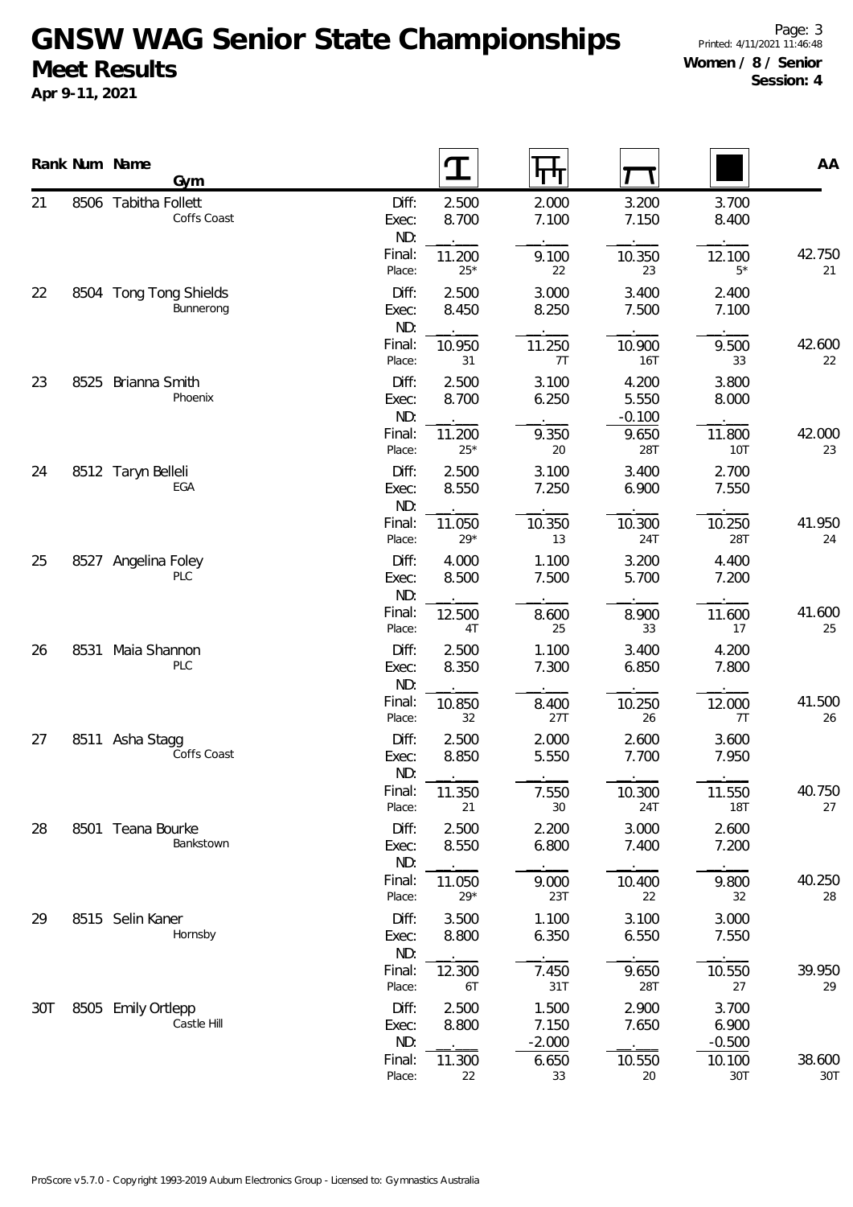# GNSW WAG Senior State Championships

## Meet Results

**Apr 9-11, 2021**

**Women / 8 / Senior**
**Session: 4**

| Rank | Num | Name / Gym | | Vault | Bars | Beam | Floor | AA |
|---|---|---|---|---|---|---|---|---|
| 21 | 8506 | Tabitha Follett | Diff: | 2.500 | 2.000 | 3.200 | 3.700 | |
| | | Coffs Coast | Exec: | 8.700 | 7.100 | 7.150 | 8.400 | |
| | | | ND: | . | . | . | . | |
| | | | Final: | 11.200 | 9.100 | 10.350 | 12.100 | 42.750 |
| | | | Place: | 25* | 22 | 23 | 5* | 21 |
| 22 | 8504 | Tong Tong Shields | Diff: | 2.500 | 3.000 | 3.400 | 2.400 | |
| | | Bunnerong | Exec: | 8.450 | 8.250 | 7.500 | 7.100 | |
| | | | ND: | . | . | . | . | |
| | | | Final: | 10.950 | 11.250 | 10.900 | 9.500 | 42.600 |
| | | | Place: | 31 | 7T | 16T | 33 | 22 |
| 23 | 8525 | Brianna Smith | Diff: | 2.500 | 3.100 | 4.200 | 3.800 | |
| | | Phoenix | Exec: | 8.700 | 6.250 | 5.550 | 8.000 | |
| | | | ND: | . | . | -0.100 | . | |
| | | | Final: | 11.200 | 9.350 | 9.650 | 11.800 | 42.000 |
| | | | Place: | 25* | 20 | 28T | 10T | 23 |
| 24 | 8512 | Taryn Belleli | Diff: | 2.500 | 3.100 | 3.400 | 2.700 | |
| | | EGA | Exec: | 8.550 | 7.250 | 6.900 | 7.550 | |
| | | | ND: | . | . | . | . | |
| | | | Final: | 11.050 | 10.350 | 10.300 | 10.250 | 41.950 |
| | | | Place: | 29* | 13 | 24T | 28T | 24 |
| 25 | 8527 | Angelina Foley | Diff: | 4.000 | 1.100 | 3.200 | 4.400 | |
| | | PLC | Exec: | 8.500 | 7.500 | 5.700 | 7.200 | |
| | | | ND: | . | . | . | . | |
| | | | Final: | 12.500 | 8.600 | 8.900 | 11.600 | 41.600 |
| | | | Place: | 4T | 25 | 33 | 17 | 25 |
| 26 | 8531 | Maia Shannon | Diff: | 2.500 | 1.100 | 3.400 | 4.200 | |
| | | PLC | Exec: | 8.350 | 7.300 | 6.850 | 7.800 | |
| | | | ND: | . | . | . | . | |
| | | | Final: | 10.850 | 8.400 | 10.250 | 12.000 | 41.500 |
| | | | Place: | 32 | 27T | 26 | 7T | 26 |
| 27 | 8511 | Asha Stagg | Diff: | 2.500 | 2.000 | 2.600 | 3.600 | |
| | | Coffs Coast | Exec: | 8.850 | 5.550 | 7.700 | 7.950 | |
| | | | ND: | . | . | . | . | |
| | | | Final: | 11.350 | 7.550 | 10.300 | 11.550 | 40.750 |
| | | | Place: | 21 | 30 | 24T | 18T | 27 |
| 28 | 8501 | Teana Bourke | Diff: | 2.500 | 2.200 | 3.000 | 2.600 | |
| | | Bankstown | Exec: | 8.550 | 6.800 | 7.400 | 7.200 | |
| | | | ND: | . | . | . | . | |
| | | | Final: | 11.050 | 9.000 | 10.400 | 9.800 | 40.250 |
| | | | Place: | 29* | 23T | 22 | 32 | 28 |
| 29 | 8515 | Selin Kaner | Diff: | 3.500 | 1.100 | 3.100 | 3.000 | |
| | | Hornsby | Exec: | 8.800 | 6.350 | 6.550 | 7.550 | |
| | | | ND: | . | . | . | . | |
| | | | Final: | 12.300 | 7.450 | 9.650 | 10.550 | 39.950 |
| | | | Place: | 6T | 31T | 28T | 27 | 29 |
| 30T | 8505 | Emily Ortlepp | Diff: | 2.500 | 1.500 | 2.900 | 3.700 | |
| | | Castle Hill | Exec: | 8.800 | 7.150 | 7.650 | 6.900 | |
| | | | ND: | . | -2.000 | . | -0.500 | |
| | | | Final: | 11.300 | 6.650 | 10.550 | 10.100 | 38.600 |
| | | | Place: | 22 | 33 | 20 | 30T | 30T |

ProScore v5.7.0 - Copyright 1993-2019 Auburn Electronics Group - Licensed to: Gymnastics Australia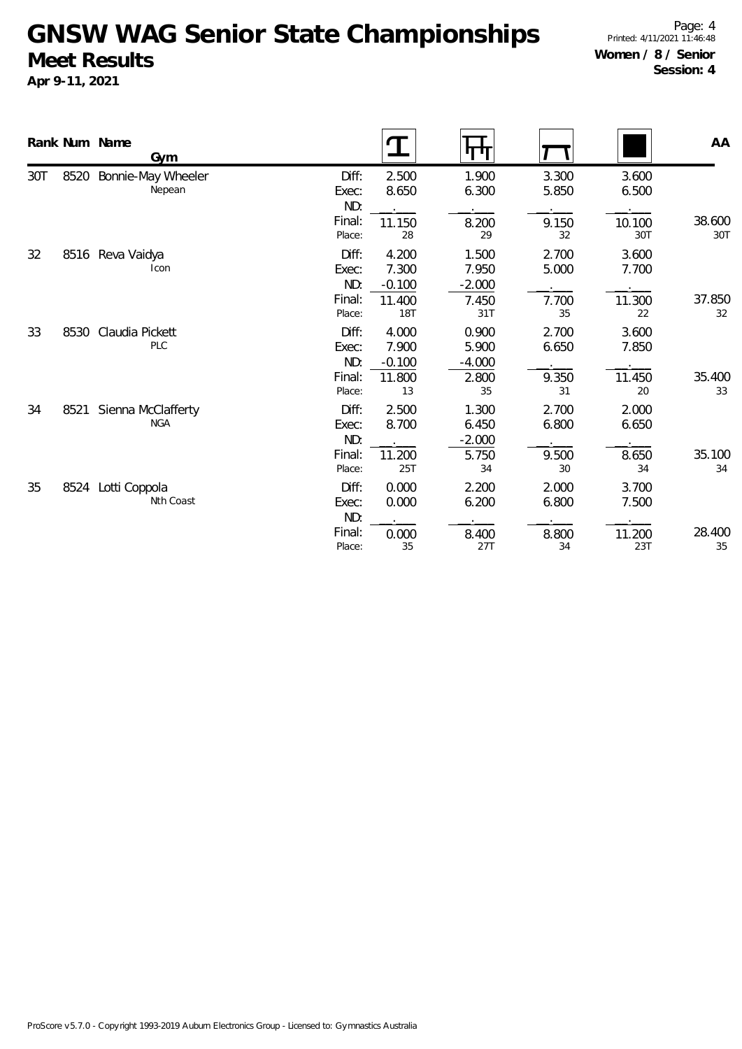# GNSW WAG Senior State Championships

## Meet Results

**Apr 9-11, 2021**

**Women / 8 / Senior**
**Session: 4**

| Rank | Num | Name / Gym | | Vault | Bars | Beam | Floor | AA |
|---|---|---|---|---|---|---|---|---|
| 30T | 8520 | Bonnie-May Wheeler / Nepean | Diff: | 2.500 | 1.900 | 3.300 | 3.600 | |
| | | | Exec: | 8.650 | 6.300 | 5.850 | 6.500 | |
| | | | ND: | . | . | . | . | |
| | | | Final: | 11.150 | 8.200 | 9.150 | 10.100 | 38.600 |
| | | | Place: | 28 | 29 | 32 | 30T | 30T |
| 32 | 8516 | Reva Vaidya / Icon | Diff: | 4.200 | 1.500 | 2.700 | 3.600 | |
| | | | Exec: | 7.300 | 7.950 | 5.000 | 7.700 | |
| | | | ND: | -0.100 | -2.000 | . | . | |
| | | | Final: | 11.400 | 7.450 | 7.700 | 11.300 | 37.850 |
| | | | Place: | 18T | 31T | 35 | 22 | 32 |
| 33 | 8530 | Claudia Pickett / PLC | Diff: | 4.000 | 0.900 | 2.700 | 3.600 | |
| | | | Exec: | 7.900 | 5.900 | 6.650 | 7.850 | |
| | | | ND: | -0.100 | -4.000 | . | . | |
| | | | Final: | 11.800 | 2.800 | 9.350 | 11.450 | 35.400 |
| | | | Place: | 13 | 35 | 31 | 20 | 33 |
| 34 | 8521 | Sienna McClafferty / NGA | Diff: | 2.500 | 1.300 | 2.700 | 2.000 | |
| | | | Exec: | 8.700 | 6.450 | 6.800 | 6.650 | |
| | | | ND: | . | -2.000 | . | . | |
| | | | Final: | 11.200 | 5.750 | 9.500 | 8.650 | 35.100 |
| | | | Place: | 25T | 34 | 30 | 34 | 34 |
| 35 | 8524 | Lotti Coppola / Nth Coast | Diff: | 0.000 | 2.200 | 2.000 | 3.700 | |
| | | | Exec: | 0.000 | 6.200 | 6.800 | 7.500 | |
| | | | ND: | . | . | . | . | |
| | | | Final: | 0.000 | 8.400 | 8.800 | 11.200 | 28.400 |
| | | | Place: | 35 | 27T | 34 | 23T | 35 |

ProScore v5.7.0 - Copyright 1993-2019 Auburn Electronics Group - Licensed to: Gymnastics Australia